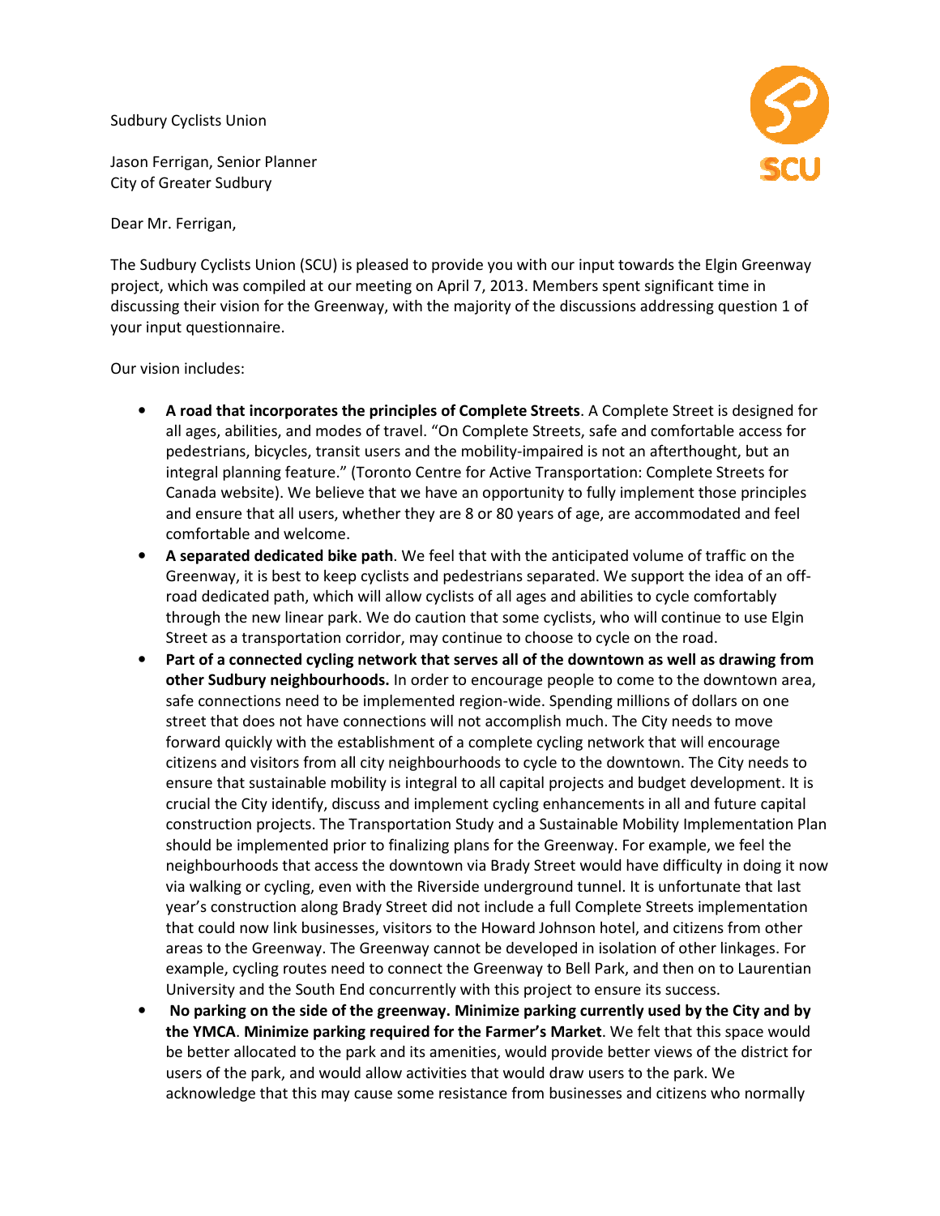Sudbury Cyclists Union

Jason Ferrigan, Senior Planner
City of Greater Sudbury

Dear Mr. Ferrigan,

The Sudbury Cyclists Union (SCU) is pleased to provide you with our input towards the Elgin Greenway project, which was compiled at our meeting on April 7, 2013. Members spent significant time in discussing their vision for the Greenway, with the majority of the discussions addressing question 1 of your input questionnaire.

Our vision includes:

- **A road that incorporates the principles of Complete Streets**. A Complete Street is designed for all ages, abilities, and modes of travel. "On Complete Streets, safe and comfortable access for pedestrians, bicycles, transit users and the mobility-impaired is not an afterthought, but an integral planning feature." (Toronto Centre for Active Transportation: Complete Streets for Canada website). We believe that we have an opportunity to fully implement those principles and ensure that all users, whether they are 8 or 80 years of age, are accommodated and feel comfortable and welcome.
- **A separated dedicated bike path**. We feel that with the anticipated volume of traffic on the Greenway, it is best to keep cyclists and pedestrians separated. We support the idea of an off-road dedicated path, which will allow cyclists of all ages and abilities to cycle comfortably through the new linear park. We do caution that some cyclists, who will continue to use Elgin Street as a transportation corridor, may continue to choose to cycle on the road.
- **Part of a connected cycling network that serves all of the downtown as well as drawing from other Sudbury neighbourhoods.** In order to encourage people to come to the downtown area, safe connections need to be implemented region-wide. Spending millions of dollars on one street that does not have connections will not accomplish much. The City needs to move forward quickly with the establishment of a complete cycling network that will encourage citizens and visitors from all city neighbourhoods to cycle to the downtown. The City needs to ensure that sustainable mobility is integral to all capital projects and budget development. It is crucial the City identify, discuss and implement cycling enhancements in all and future capital construction projects. The Transportation Study and a Sustainable Mobility Implementation Plan should be implemented prior to finalizing plans for the Greenway. For example, we feel the neighbourhoods that access the downtown via Brady Street would have difficulty in doing it now via walking or cycling, even with the Riverside underground tunnel. It is unfortunate that last year's construction along Brady Street did not include a full Complete Streets implementation that could now link businesses, visitors to the Howard Johnson hotel, and citizens from other areas to the Greenway. The Greenway cannot be developed in isolation of other linkages. For example, cycling routes need to connect the Greenway to Bell Park, and then on to Laurentian University and the South End concurrently with this project to ensure its success.
- **No parking on the side of the greenway. Minimize parking currently used by the City and by the YMCA**. **Minimize parking required for the Farmer's Market**. We felt that this space would be better allocated to the park and its amenities, would provide better views of the district for users of the park, and would allow activities that would draw users to the park. We acknowledge that this may cause some resistance from businesses and citizens who normally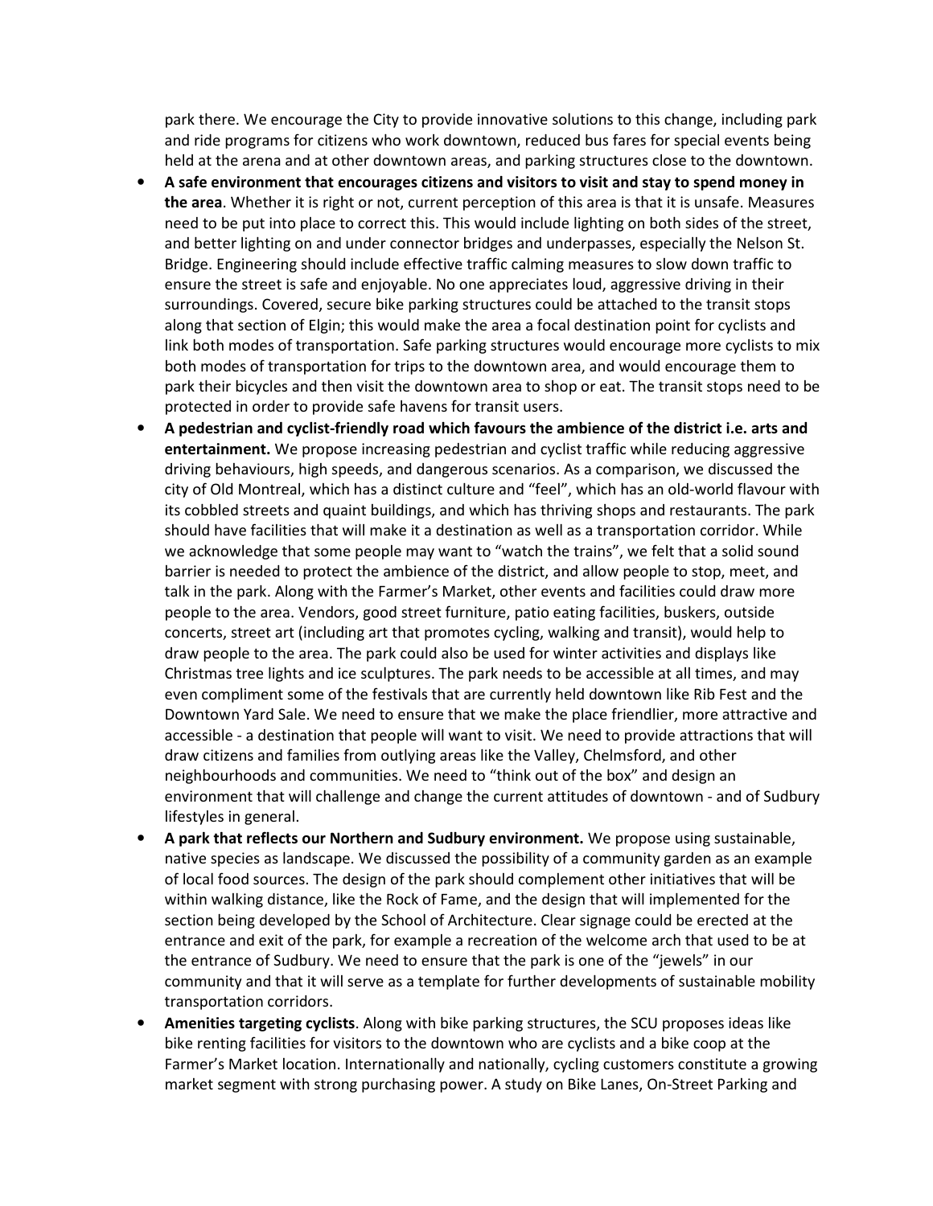park there. We encourage the City to provide innovative solutions to this change, including park and ride programs for citizens who work downtown, reduced bus fares for special events being held at the arena and at other downtown areas, and parking structures close to the downtown.

- **A safe environment that encourages citizens and visitors to visit and stay to spend money in the area**. Whether it is right or not, current perception of this area is that it is unsafe. Measures need to be put into place to correct this. This would include lighting on both sides of the street, and better lighting on and under connector bridges and underpasses, especially the Nelson St. Bridge. Engineering should include effective traffic calming measures to slow down traffic to ensure the street is safe and enjoyable. No one appreciates loud, aggressive driving in their surroundings. Covered, secure bike parking structures could be attached to the transit stops along that section of Elgin; this would make the area a focal destination point for cyclists and link both modes of transportation. Safe parking structures would encourage more cyclists to mix both modes of transportation for trips to the downtown area, and would encourage them to park their bicycles and then visit the downtown area to shop or eat. The transit stops need to be protected in order to provide safe havens for transit users.
- **A pedestrian and cyclist-friendly road which favours the ambience of the district i.e. arts and entertainment.** We propose increasing pedestrian and cyclist traffic while reducing aggressive driving behaviours, high speeds, and dangerous scenarios. As a comparison, we discussed the city of Old Montreal, which has a distinct culture and "feel", which has an old-world flavour with its cobbled streets and quaint buildings, and which has thriving shops and restaurants. The park should have facilities that will make it a destination as well as a transportation corridor. While we acknowledge that some people may want to "watch the trains", we felt that a solid sound barrier is needed to protect the ambience of the district, and allow people to stop, meet, and talk in the park. Along with the Farmer's Market, other events and facilities could draw more people to the area. Vendors, good street furniture, patio eating facilities, buskers, outside concerts, street art (including art that promotes cycling, walking and transit), would help to draw people to the area. The park could also be used for winter activities and displays like Christmas tree lights and ice sculptures. The park needs to be accessible at all times, and may even compliment some of the festivals that are currently held downtown like Rib Fest and the Downtown Yard Sale. We need to ensure that we make the place friendlier, more attractive and accessible - a destination that people will want to visit. We need to provide attractions that will draw citizens and families from outlying areas like the Valley, Chelmsford, and other neighbourhoods and communities. We need to "think out of the box" and design an environment that will challenge and change the current attitudes of downtown - and of Sudbury lifestyles in general.
- **A park that reflects our Northern and Sudbury environment.** We propose using sustainable, native species as landscape. We discussed the possibility of a community garden as an example of local food sources. The design of the park should complement other initiatives that will be within walking distance, like the Rock of Fame, and the design that will implemented for the section being developed by the School of Architecture. Clear signage could be erected at the entrance and exit of the park, for example a recreation of the welcome arch that used to be at the entrance of Sudbury. We need to ensure that the park is one of the "jewels" in our community and that it will serve as a template for further developments of sustainable mobility transportation corridors.
- **Amenities targeting cyclists**. Along with bike parking structures, the SCU proposes ideas like bike renting facilities for visitors to the downtown who are cyclists and a bike coop at the Farmer's Market location. Internationally and nationally, cycling customers constitute a growing market segment with strong purchasing power. A study on Bike Lanes, On-Street Parking and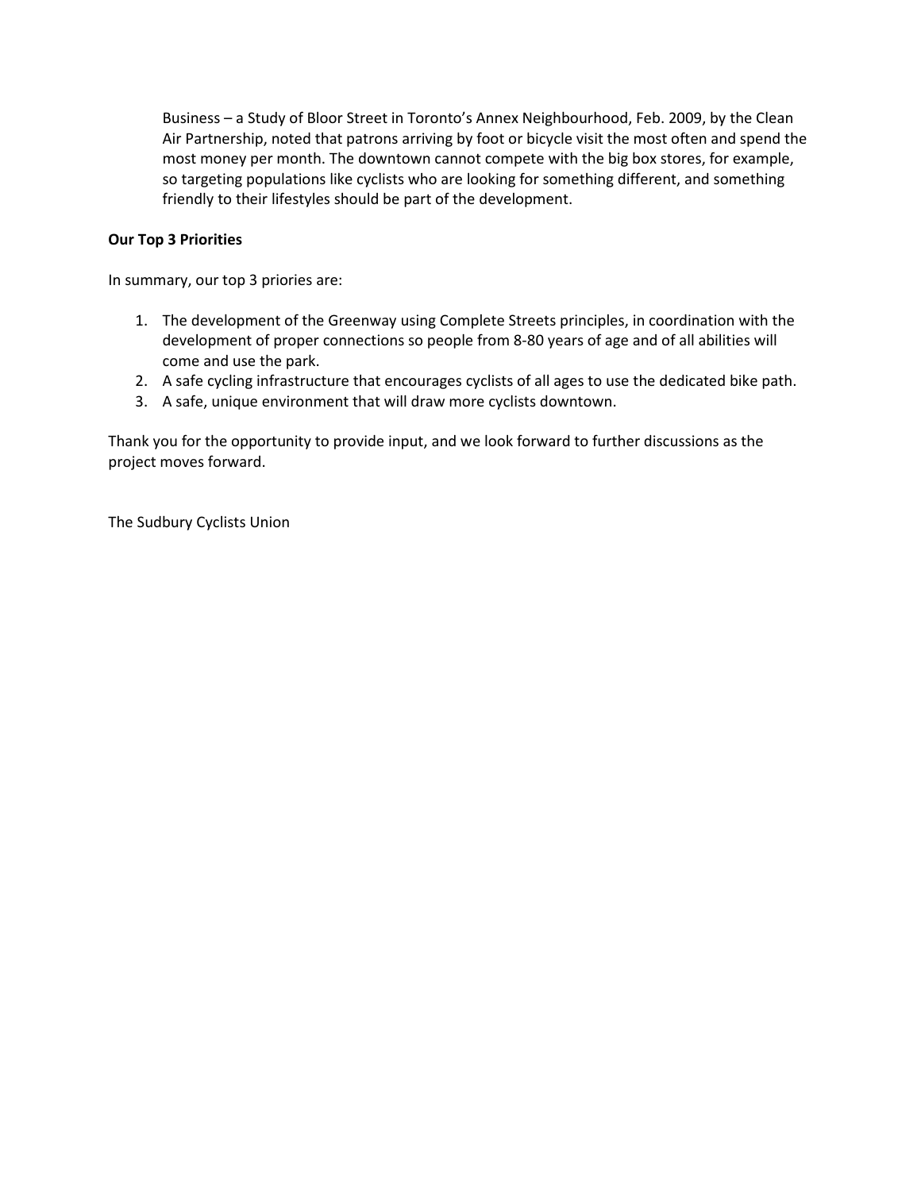Business – a Study of Bloor Street in Toronto's Annex Neighbourhood, Feb. 2009, by the Clean Air Partnership, noted that patrons arriving by foot or bicycle visit the most often and spend the most money per month. The downtown cannot compete with the big box stores, for example, so targeting populations like cyclists who are looking for something different, and something friendly to their lifestyles should be part of the development.

**Our Top 3 Priorities**

In summary, our top 3 priories are:

1. The development of the Greenway using Complete Streets principles, in coordination with the development of proper connections so people from 8-80 years of age and of all abilities will come and use the park.
2. A safe cycling infrastructure that encourages cyclists of all ages to use the dedicated bike path.
3. A safe, unique environment that will draw more cyclists downtown.

Thank you for the opportunity to provide input, and we look forward to further discussions as the project moves forward.

The Sudbury Cyclists Union